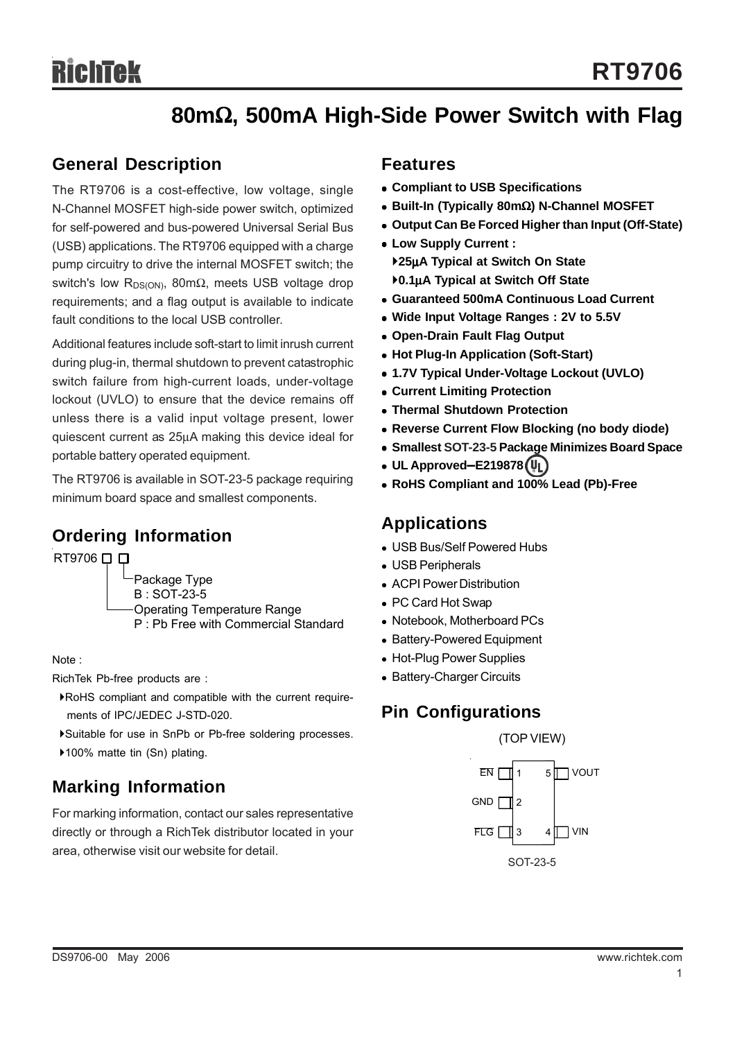# RT9706

## 80mΩ, 500mA High-Side Power Switch with Flag

### General Description

The RT9706 is a cost-effective, low voltage, single N-Channel MOSFET high-side power switch, optimized for self-powered and bus-powered Universal Serial Bus (USB) applications. The RT9706 equipped with a charge pump circuitry to drive the internal MOSFET switch; the switch's low $R_{DS(ON)}$, 80mΩ, meets USB voltage drop requirements; and a flag output is available to indicate fault conditions to the local USB controller.

Additional features include soft-start to limit inrush current during plug-in, thermal shutdown to prevent catastrophic switch failure from high-current loads, under-voltage lockout (UVLO) to ensure that the device remains off unless there is a valid input voltage present, lower quiescent current as 25μA making this device ideal for portable battery operated equipment.

The RT9706 is available in SOT-23-5 package requiring minimum board space and smallest components.

### Ordering Information

RT9706 □ □

- Package Type
  - B : SOT-23-5
- Operating Temperature Range
  - P : Pb Free with Commercial Standard

Note :

RichTek Pb-free products are :

- RoHS compliant and compatible with the current requirements of IPC/JEDEC J-STD-020.
- Suitable for use in SnPb or Pb-free soldering processes.
- 100% matte tin (Sn) plating.

### Marking Information

For marking information, contact our sales representative directly or through a RichTek distributor located in your area, otherwise visit our website for detail.

### Features

- **Compliant to USB Specifications**
- **Built-In (Typically 80mΩ) N-Channel MOSFET**
- **Output Can Be Forced Higher than Input (Off-State)**
- **Low Supply Current :**
  - **25μA Typical at Switch On State**
  - **0.1μA Typical at Switch Off State**
- **Guaranteed 500mA Continuous Load Current**
- **Wide Input Voltage Ranges : 2V to 5.5V**
- **Open-Drain Fault Flag Output**
- **Hot Plug-In Application (Soft-Start)**
- **1.7V Typical Under-Voltage Lockout (UVLO)**
- **Current Limiting Protection**
- **Thermal Shutdown Protection**
- **Reverse Current Flow Blocking (no body diode)**
- **Smallest SOT-23-5 Package Minimizes Board Space**
- **UL Approved–E219878**
- **RoHS Compliant and 100% Lead (Pb)-Free**

### Applications

- USB Bus/Self Powered Hubs
- USB Peripherals
- ACPI Power Distribution
- PC Card Hot Swap
- Notebook, Motherboard PCs
- Battery-Powered Equipment
- Hot-Plug Power Supplies
- Battery-Charger Circuits

### Pin Configurations

(TOP VIEW)

| Pin | Name | Pin | Name |
|---|---|---|---|
| 1 | $\overline{EN}$ | 5 | VOUT |
| 2 | GND | | |
| 3 | $\overline{FLG}$ | 4 | VIN |

SOT-23-5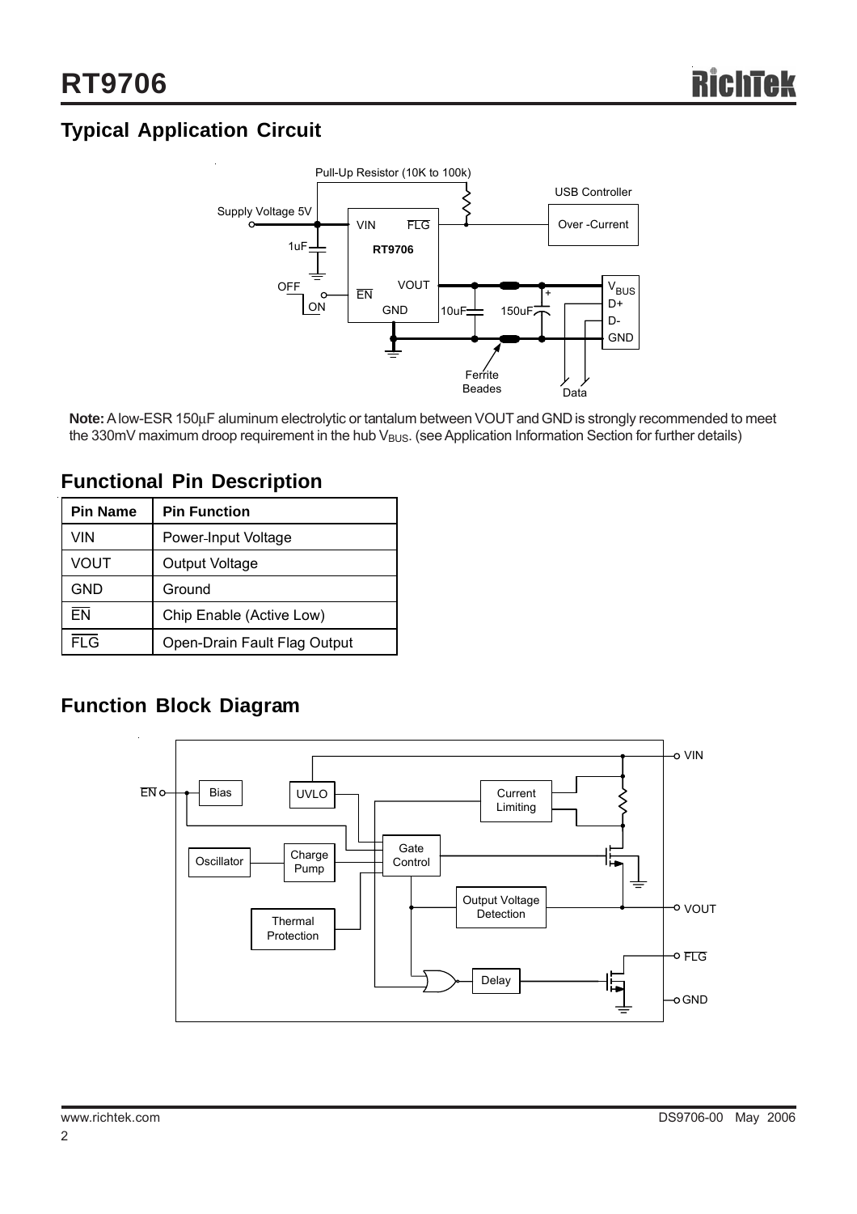## Typical Application Circuit

**Note:** A low-ESR 150μF aluminum electrolytic or tantalum between VOUT and GND is strongly recommended to meet the 330mV maximum droop requirement in the hub $V_{BUS}$. (see Application Information Section for further details)

## Functional Pin Description

| Pin Name | Pin Function |
|---|---|
| VIN | Power-Input Voltage |
| VOUT | Output Voltage |
| GND | Ground |
| $\overline{EN}$ | Chip Enable (Active Low) |
| $\overline{FLG}$ | Open-Drain Fault Flag Output |

## Function Block Diagram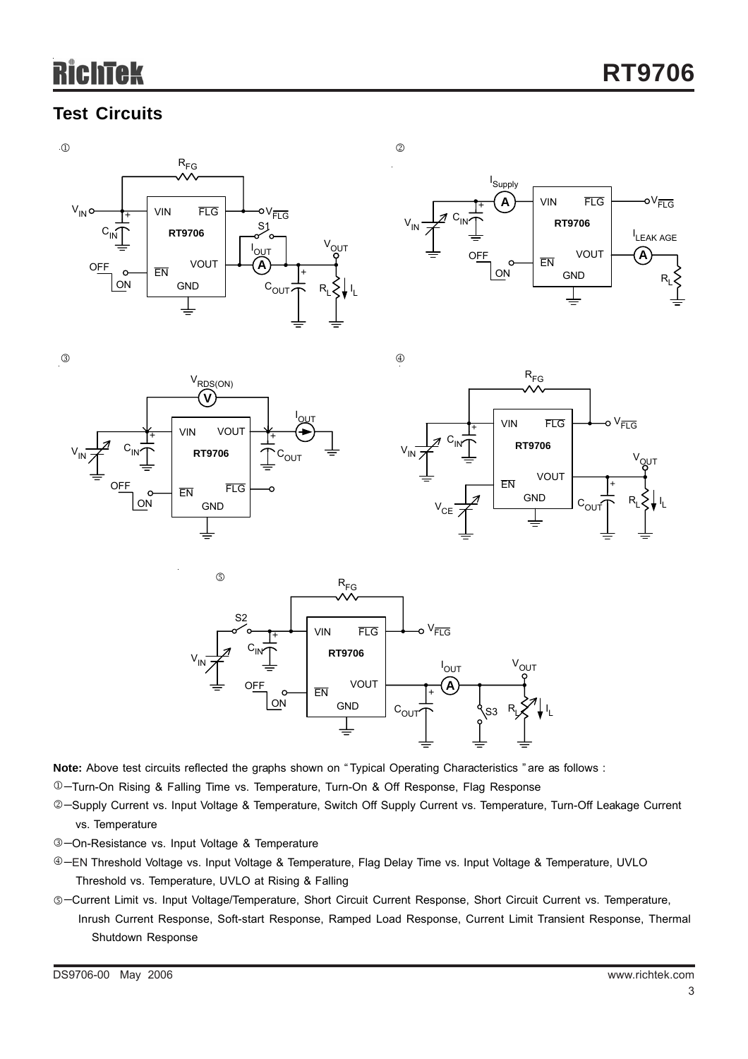## Test Circuits

①

②

③

④

⑤

**Note:** Above test circuits reflected the graphs shown on "Typical Operating Characteristics" are as follows :

① − Turn-On Rising & Falling Time vs. Temperature, Turn-On & Off Response, Flag Response

② − Supply Current vs. Input Voltage & Temperature, Switch Off Supply Current vs. Temperature, Turn-Off Leakage Current vs. Temperature

③ − On-Resistance vs. Input Voltage & Temperature

④ − EN Threshold Voltage vs. Input Voltage & Temperature, Flag Delay Time vs. Input Voltage & Temperature, UVLO Threshold vs. Temperature, UVLO at Rising & Falling

⑤ − Current Limit vs. Input Voltage/Temperature, Short Circuit Current Response, Short Circuit Current vs. Temperature, Inrush Current Response, Soft-start Response, Ramped Load Response, Current Limit Transient Response, Thermal Shutdown Response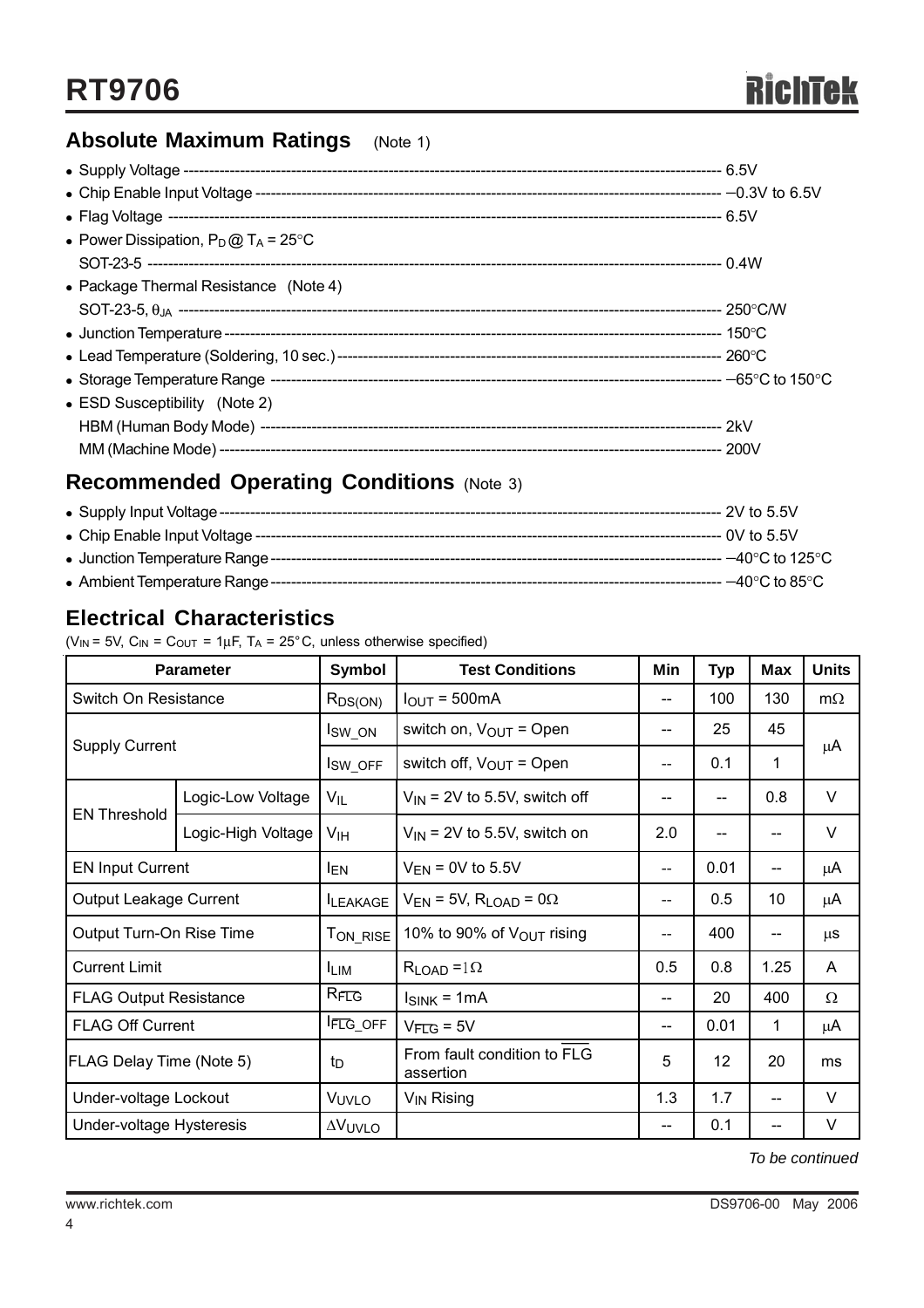## Absolute Maximum Ratings (Note 1)

- Supply Voltage ---------------------------------------------------------------------------------------------------------- 6.5V
- Chip Enable Input Voltage ------------------------------------------------------------------------------------------------ −0.3V to 6.5V
- Flag Voltage --------------------------------------------------------------------------------------------------------------- 6.5V
- Power Dissipation, $P_D$ @ $T_A$ = 25°C
  SOT-23-5 -------------------------------------------------------------------------------------------------------------- 0.4W
- Package Thermal Resistance (Note 4)
  SOT-23-5, $\theta_{JA}$ ------------------------------------------------------------------------------------------------- 250°C/W
- Junction Temperature ----------------------------------------------------------------------------------------------------- 150°C
- Lead Temperature (Soldering, 10 sec.) ------------------------------------------------------------------------------- 260°C
- Storage Temperature Range ---------------------------------------------------------------------------------------------- −65°C to 150°C
- ESD Susceptibility (Note 2)
  HBM (Human Body Mode) ------------------------------------------------------------------------------------------------ 2kV
  MM (Machine Mode) ------------------------------------------------------------------------------------------------------ 200V

## Recommended Operating Conditions (Note 3)

- Supply Input Voltage -------------------------------------------------------------------------------------------------------- 2V to 5.5V
- Chip Enable Input Voltage ------------------------------------------------------------------------------------------------ 0V to 5.5V
- Junction Temperature Range ----------------------------------------------------------------------------------------------- −40°C to 125°C
- Ambient Temperature Range ----------------------------------------------------------------------------------------------- −40°C to 85°C

## Electrical Characteristics

($V_{IN}$ = 5V, $C_{IN}$ = $C_{OUT}$ = 1μF, $T_A$ = 25°C, unless otherwise specified)

| Parameter | | Symbol | Test Conditions | Min | Typ | Max | Units |
|---|---|---|---|---|---|---|---|
| Switch On Resistance | | $R_{DS(ON)}$ | $I_{OUT}$ = 500mA | -- | 100 | 130 | mΩ |
| Supply Current | | $I_{SW\_ON}$ | switch on, $V_{OUT}$ = Open | -- | 25 | 45 | μA |
| | | $I_{SW\_OFF}$ | switch off, $V_{OUT}$ = Open | -- | 0.1 | 1 | μA |
| EN Threshold | Logic-Low Voltage | $V_{IL}$ | $V_{IN}$ = 2V to 5.5V, switch off | -- | -- | 0.8 | V |
| | Logic-High Voltage | $V_{IH}$ | $V_{IN}$ = 2V to 5.5V, switch on | 2.0 | -- | -- | V |
| EN Input Current | | $I_{EN}$ | $V_{EN}$ = 0V to 5.5V | -- | 0.01 | -- | μA |
| Output Leakage Current | | $I_{LEAKAGE}$ | $V_{EN}$ = 5V, $R_{LOAD}$ = 0Ω | -- | 0.5 | 10 | μA |
| Output Turn-On Rise Time | | $T_{ON\_RISE}$ | 10% to 90% of $V_{OUT}$ rising | -- | 400 | -- | μs |
| Current Limit | | $I_{LIM}$ | $R_{LOAD}$ = 1Ω | 0.5 | 0.8 | 1.25 | A |
| FLAG Output Resistance | | $R_{\overline{FLG}}$ | $I_{SINK}$ = 1mA | -- | 20 | 400 | Ω |
| FLAG Off Current | | $I_{\overline{FLG}\_OFF}$ | $V_{\overline{FLG}}$ = 5V | -- | 0.01 | 1 | μA |
| FLAG Delay Time (Note 5) | | $t_D$ | From fault condition to $\overline{FLG}$ assertion | 5 | 12 | 20 | ms |
| Under-voltage Lockout | | $V_{UVLO}$ | $V_{IN}$ Rising | 1.3 | 1.7 | -- | V |
| Under-voltage Hysteresis | | $\Delta V_{UVLO}$ | | -- | 0.1 | -- | V |

*To be continued*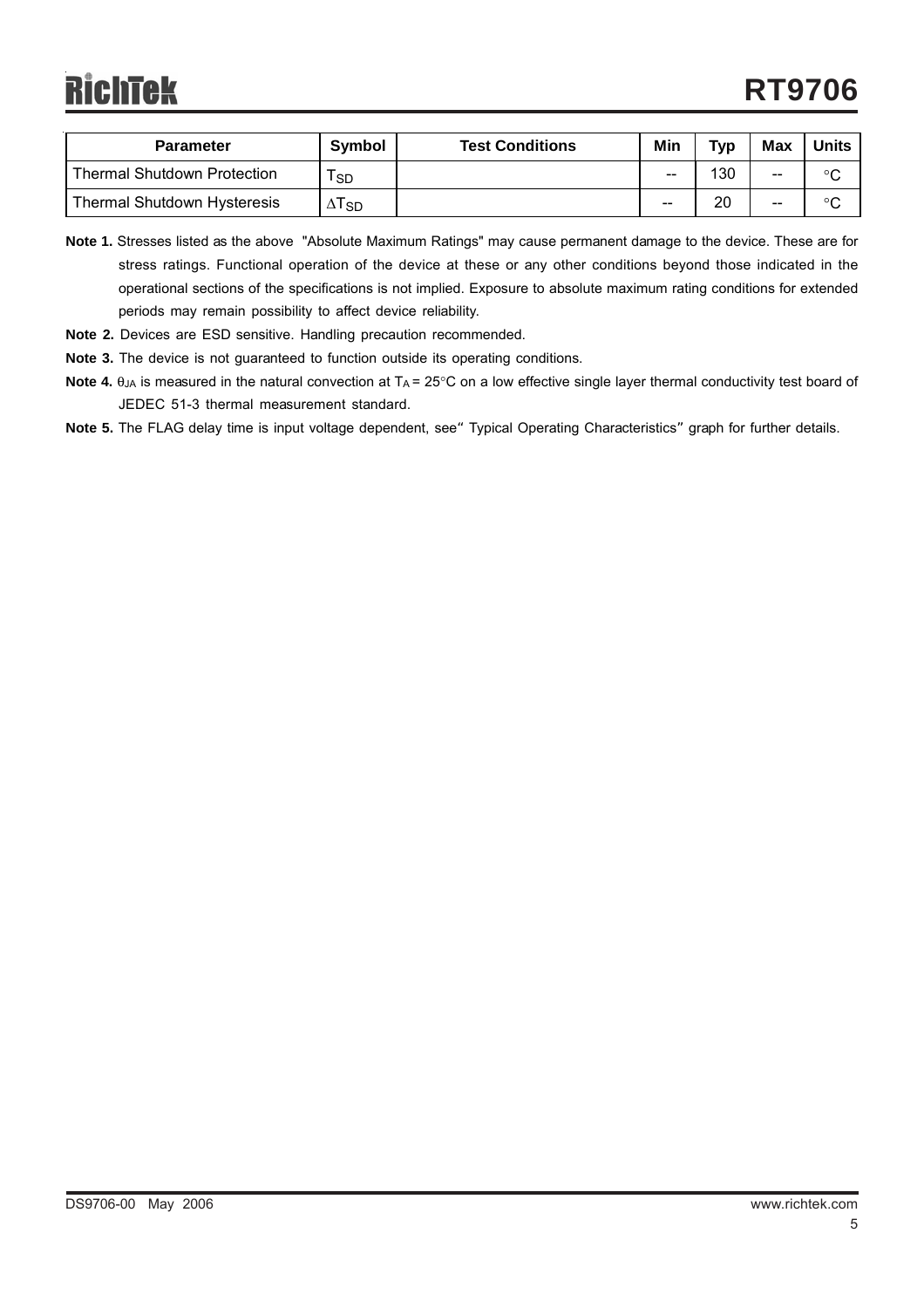| Parameter | Symbol | Test Conditions | Min | Typ | Max | Units |
|---|---|---|---|---|---|---|
| Thermal Shutdown Protection | $T_{SD}$ | | -- | 130 | -- | °C |
| Thermal Shutdown Hysteresis | $\Delta T_{SD}$ | | -- | 20 | -- | °C |

**Note 1.** Stresses listed as the above "Absolute Maximum Ratings" may cause permanent damage to the device. These are for stress ratings. Functional operation of the device at these or any other conditions beyond those indicated in the operational sections of the specifications is not implied. Exposure to absolute maximum rating conditions for extended periods may remain possibility to affect device reliability.

**Note 2.** Devices are ESD sensitive. Handling precaution recommended.

**Note 3.** The device is not guaranteed to function outside its operating conditions.

**Note 4.** $\theta_{JA}$ is measured in the natural convection at $T_A$ = 25°C on a low effective single layer thermal conductivity test board of JEDEC 51-3 thermal measurement standard.

**Note 5.** The FLAG delay time is input voltage dependent, see "Typical Operating Characteristics" graph for further details.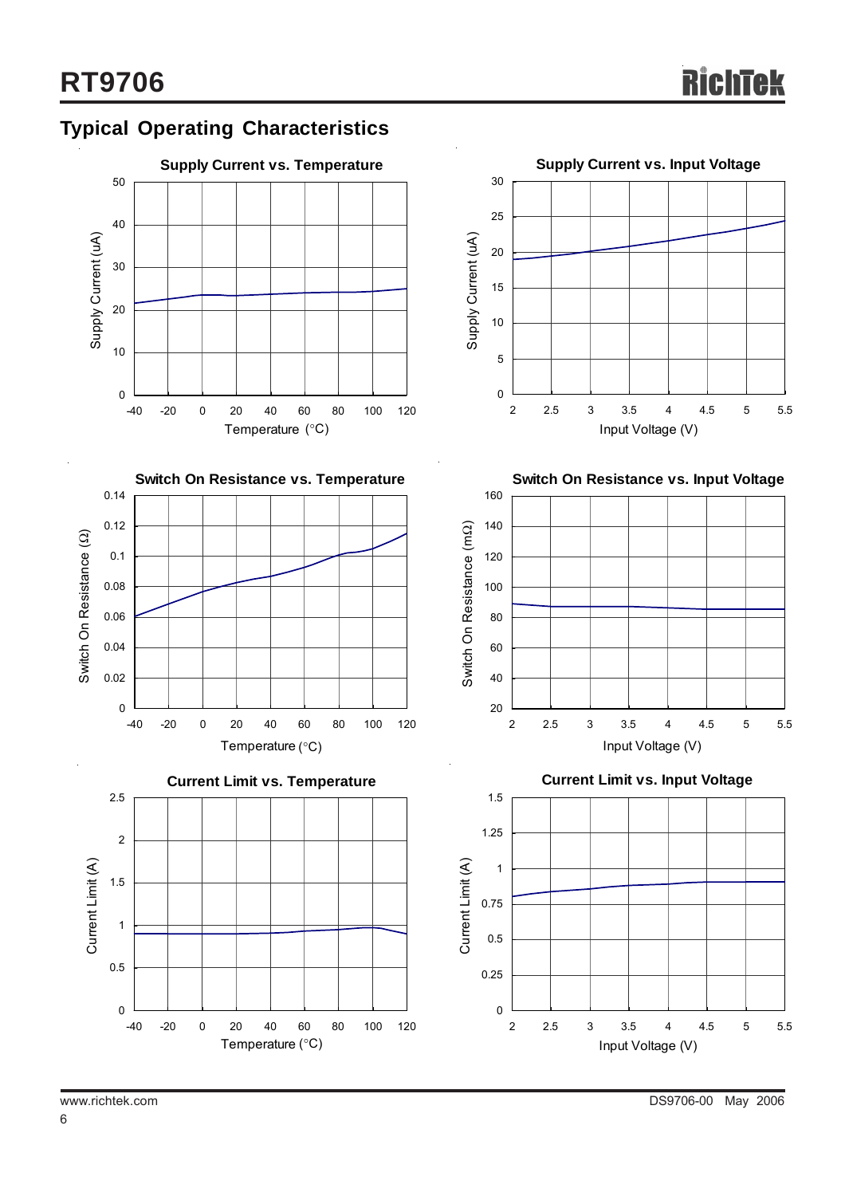## Typical Operating Characteristics

**Supply Current vs. Temperature**

**Supply Current vs. Input Voltage**

**Switch On Resistance vs. Temperature**

**Switch On Resistance vs. Input Voltage**

**Current Limit vs. Temperature**

**Current Limit vs. Input Voltage**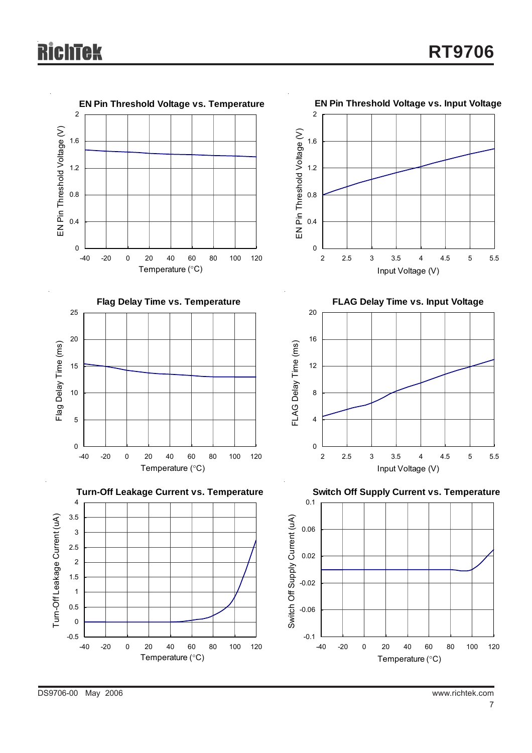**EN Pin Threshold Voltage vs. Temperature**

EN Pin Threshold Voltage (V) vs. Temperature (°C)

**EN Pin Threshold Voltage vs. Input Voltage**

EN Pin Threshold Voltage (V) vs. Input Voltage (V)

**Flag Delay Time vs. Temperature**

Flag Delay Time (ms) vs. Temperature (°C)

**FLAG Delay Time vs. Input Voltage**

FLAG Delay Time (ms) vs. Input Voltage (V)

**Turn-Off Leakage Current vs. Temperature**

Turn-Off Leakage Current (uA) vs. Temperature (°C)

**Switch Off Supply Current vs. Temperature**

Switch Off Supply Current (uA) vs. Temperature (°C)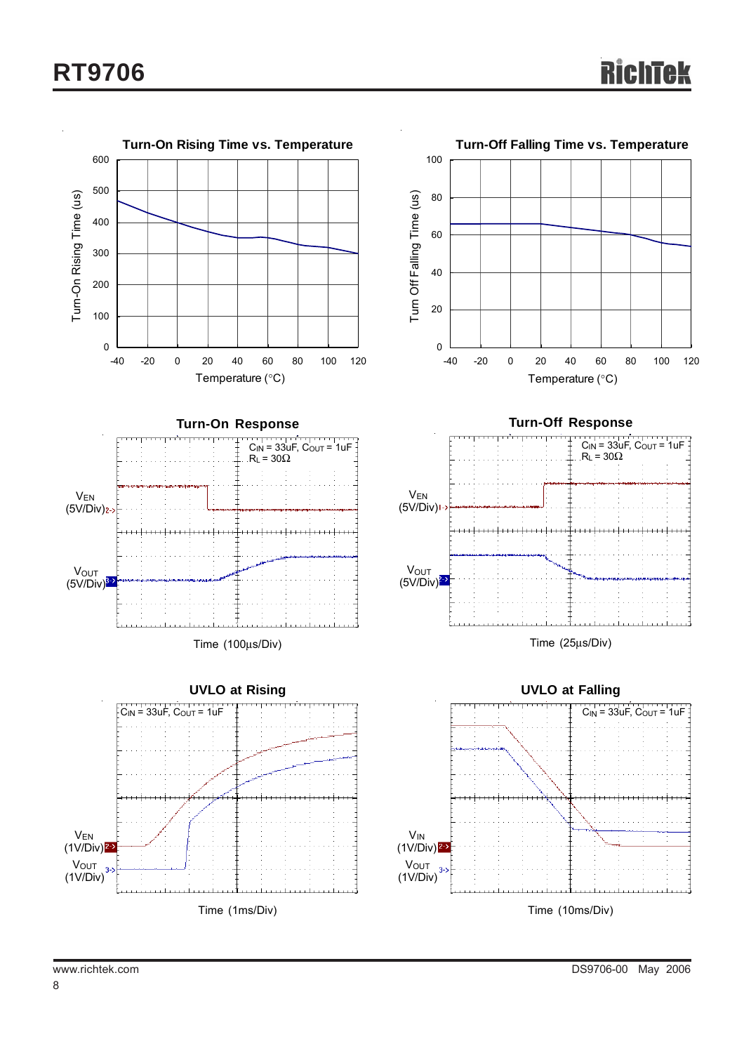**Turn-On Rising Time vs. Temperature**

Turn-On Rising Time (us) vs. Temperature (°C)

**Turn-Off Falling Time vs. Temperature**

Turn Off Falling Time (us) vs. Temperature (°C)

**Turn-On Response**

$C_{IN}$ = 33uF, $C_{OUT}$ = 1uF
$R_L$ = 30Ω

$V_{EN}$ (5V/Div)

$V_{OUT}$ (5V/Div)

Time (100μs/Div)

**Turn-Off Response**

$C_{IN}$ = 33uF, $C_{OUT}$ = 1uF
$R_L$ = 30Ω

$V_{EN}$ (5V/Div)

$V_{OUT}$ (5V/Div)

Time (25μs/Div)

**UVLO at Rising**

$C_{IN}$ = 33uF, $C_{OUT}$ = 1uF

$V_{EN}$ (1V/Div)

$V_{OUT}$ (1V/Div)

Time (1ms/Div)

**UVLO at Falling**

$C_{IN}$ = 33uF, $C_{OUT}$ = 1uF

$V_{IN}$ (1V/Div)

$V_{OUT}$ (1V/Div)

Time (10ms/Div)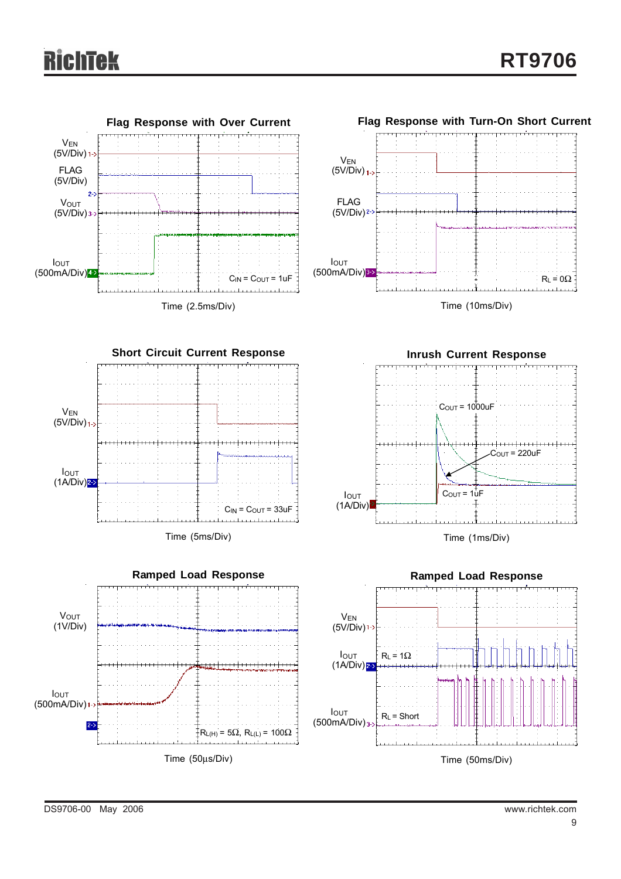**Flag Response with Over Current**

$V_{EN}$ (5V/Div)

FLAG (5V/Div)

$V_{OUT}$ (5V/Div)

$I_{OUT}$ (500mA/Div)

$C_{IN} = C_{OUT} = 1uF$

Time (2.5ms/Div)

**Flag Response with Turn-On Short Current**

$V_{EN}$ (5V/Div)

FLAG (5V/Div)

$I_{OUT}$ (500mA/Div)

$R_L = 0\Omega$

Time (10ms/Div)

**Short Circuit Current Response**

$V_{EN}$ (5V/Div)

$I_{OUT}$ (1A/Div)

$C_{IN} = C_{OUT} = 33uF$

Time (5ms/Div)

**Inrush Current Response**

$C_{OUT} = 1000uF$

$C_{OUT} = 220uF$

$C_{OUT} = 1uF$

$I_{OUT}$ (1A/Div)

Time (1ms/Div)

**Ramped Load Response**

$V_{OUT}$ (1V/Div)

$I_{OUT}$ (500mA/Div)

$R_{L(H)} = 5\Omega$, $R_{L(L)} = 100\Omega$

Time (50μs/Div)

**Ramped Load Response**

$V_{EN}$ (5V/Div)

$I_{OUT}$ (1A/Div)

$R_L = 1\Omega$

$I_{OUT}$ (500mA/Div)

$R_L$ = Short

Time (50ms/Div)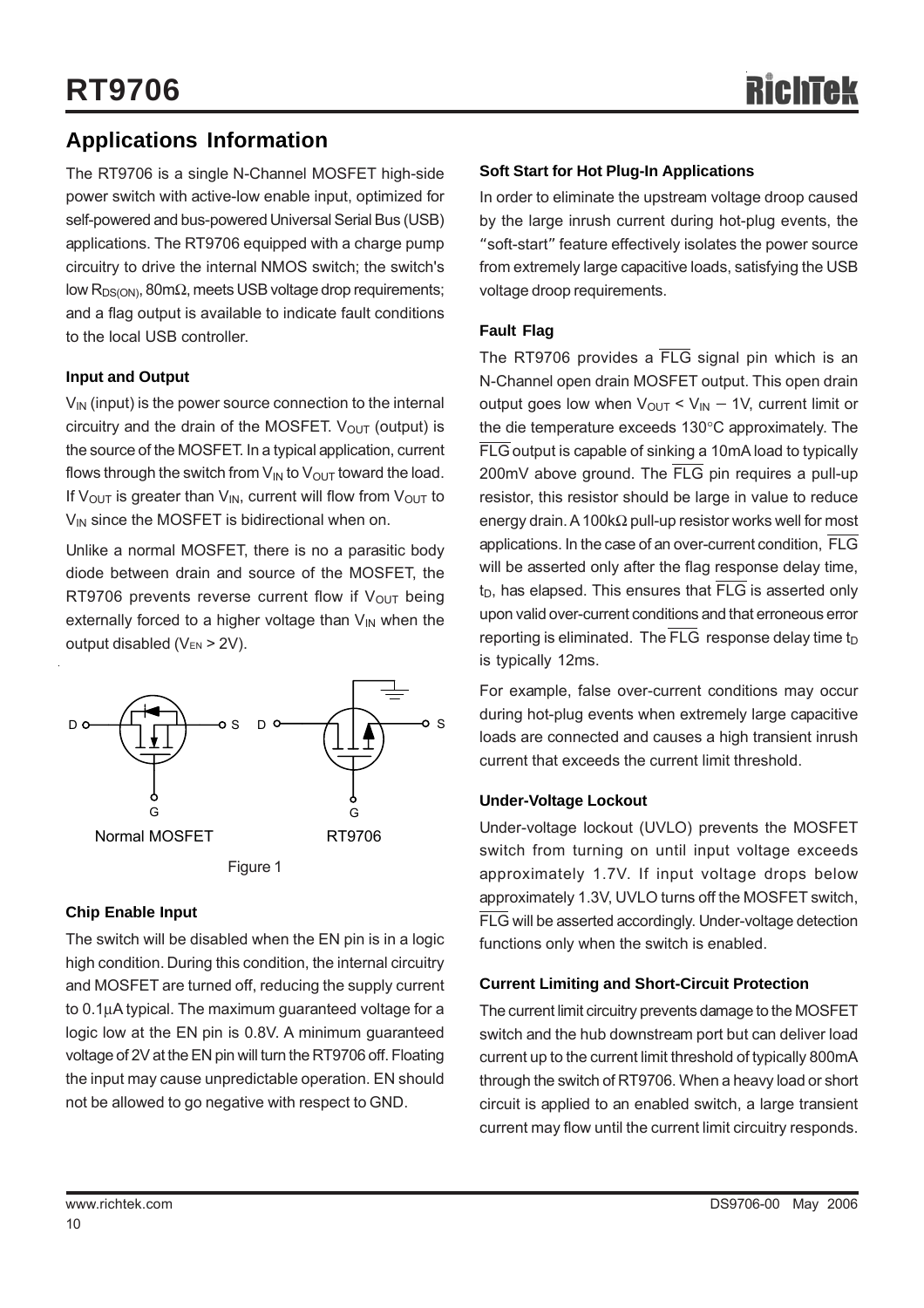## Applications Information

The RT9706 is a single N-Channel MOSFET high-side power switch with active-low enable input, optimized for self-powered and bus-powered Universal Serial Bus (USB) applications. The RT9706 equipped with a charge pump circuitry to drive the internal NMOS switch; the switch's low $R_{DS(ON)}$, 80mΩ, meets USB voltage drop requirements; and a flag output is available to indicate fault conditions to the local USB controller.

### Input and Output

$V_{IN}$ (input) is the power source connection to the internal circuitry and the drain of the MOSFET. $V_{OUT}$ (output) is the source of the MOSFET. In a typical application, current flows through the switch from $V_{IN}$ to $V_{OUT}$ toward the load. If $V_{OUT}$ is greater than $V_{IN}$, current will flow from $V_{OUT}$ to $V_{IN}$ since the MOSFET is bidirectional when on.

Unlike a normal MOSFET, there is no a parasitic body diode between drain and source of the MOSFET, the RT9706 prevents reverse current flow if $V_{OUT}$ being externally forced to a higher voltage than $V_{IN}$ when the output disabled ($V_{EN}$ > 2V).

Figure 1

### Chip Enable Input

The switch will be disabled when the EN pin is in a logic high condition. During this condition, the internal circuitry and MOSFET are turned off, reducing the supply current to 0.1μA typical. The maximum guaranteed voltage for a logic low at the EN pin is 0.8V. A minimum guaranteed voltage of 2V at the EN pin will turn the RT9706 off. Floating the input may cause unpredictable operation. EN should not be allowed to go negative with respect to GND.

### Soft Start for Hot Plug-In Applications

In order to eliminate the upstream voltage droop caused by the large inrush current during hot-plug events, the "soft-start" feature effectively isolates the power source from extremely large capacitive loads, satisfying the USB voltage droop requirements.

### Fault Flag

The RT9706 provides a $\overline{FLG}$ signal pin which is an N-Channel open drain MOSFET output. This open drain output goes low when $V_{OUT} < V_{IN} - 1V$, current limit or the die temperature exceeds 130°C approximately. The $\overline{FLG}$ output is capable of sinking a 10mA load to typically 200mV above ground. The $\overline{FLG}$ pin requires a pull-up resistor, this resistor should be large in value to reduce energy drain. A 100kΩ pull-up resistor works well for most applications. In the case of an over-current condition, $\overline{FLG}$ will be asserted only after the flag response delay time, $t_D$, has elapsed. This ensures that $\overline{FLG}$ is asserted only upon valid over-current conditions and that erroneous error reporting is eliminated. The $\overline{FLG}$ response delay time $t_D$ is typically 12ms.

For example, false over-current conditions may occur during hot-plug events when extremely large capacitive loads are connected and causes a high transient inrush current that exceeds the current limit threshold.

### Under-Voltage Lockout

Under-voltage lockout (UVLO) prevents the MOSFET switch from turning on until input voltage exceeds approximately 1.7V. If input voltage drops below approximately 1.3V, UVLO turns off the MOSFET switch, $\overline{FLG}$ will be asserted accordingly. Under-voltage detection functions only when the switch is enabled.

### Current Limiting and Short-Circuit Protection

The current limit circuitry prevents damage to the MOSFET switch and the hub downstream port but can deliver load current up to the current limit threshold of typically 800mA through the switch of RT9706. When a heavy load or short circuit is applied to an enabled switch, a large transient current may flow until the current limit circuitry responds.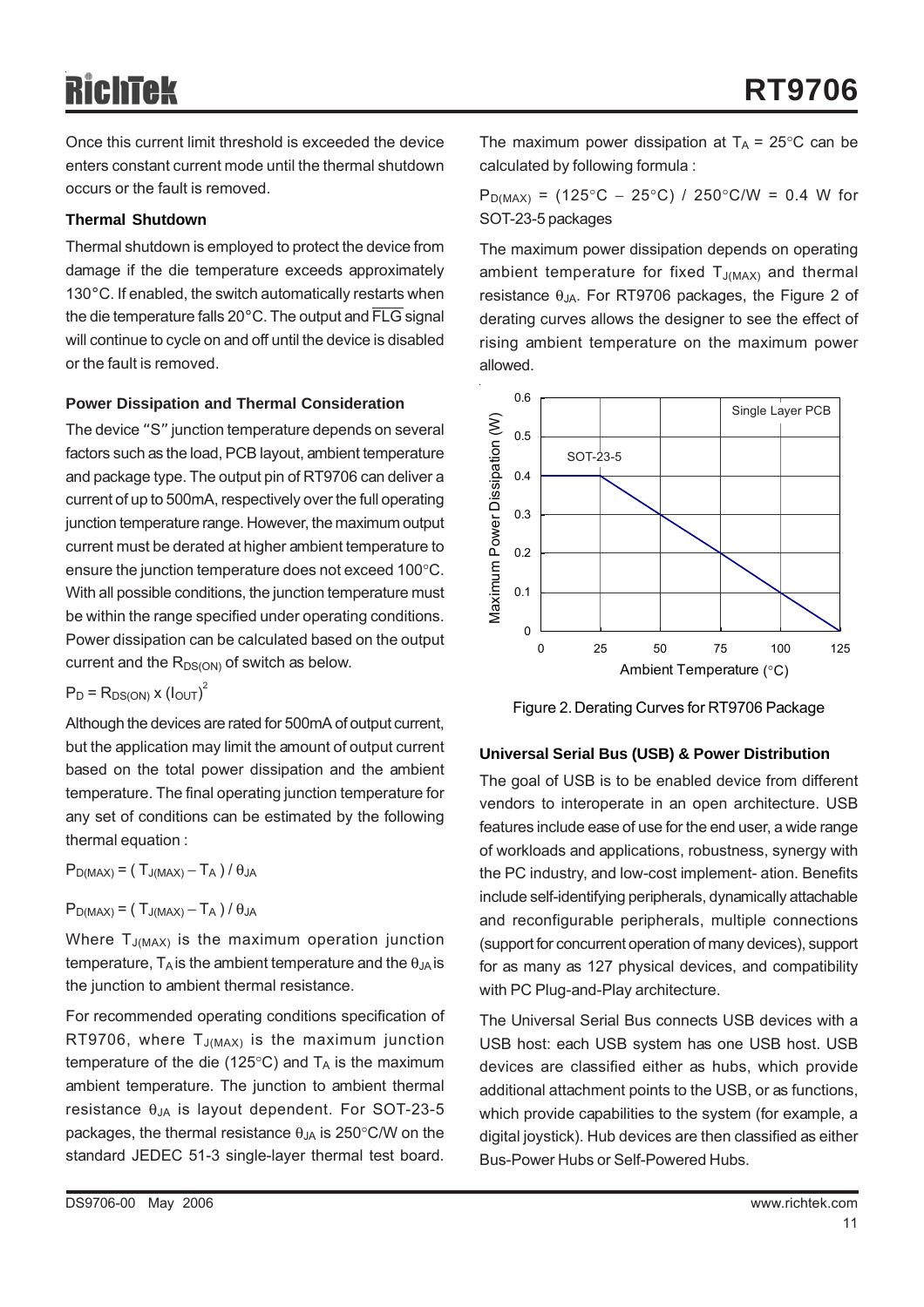Once this current limit threshold is exceeded the device enters constant current mode until the thermal shutdown occurs or the fault is removed.

### Thermal Shutdown

Thermal shutdown is employed to protect the device from damage if the die temperature exceeds approximately 130°C. If enabled, the switch automatically restarts when the die temperature falls 20°C. The output and $\overline{FLG}$ signal will continue to cycle on and off until the device is disabled or the fault is removed.

### Power Dissipation and Thermal Consideration

The device "S" junction temperature depends on several factors such as the load, PCB layout, ambient temperature and package type. The output pin of RT9706 can deliver a current of up to 500mA, respectively over the full operating junction temperature range. However, the maximum output current must be derated at higher ambient temperature to ensure the junction temperature does not exceed 100°C. With all possible conditions, the junction temperature must be within the range specified under operating conditions. Power dissipation can be calculated based on the output current and the $R_{DS(ON)}$ of switch as below.

$$P_D = R_{DS(ON)} \times (I_{OUT})^2$$

Although the devices are rated for 500mA of output current, but the application may limit the amount of output current based on the total power dissipation and the ambient temperature. The final operating junction temperature for any set of conditions can be estimated by the following thermal equation :

$$P_{D(MAX)} = ( T_{J(MAX)} - T_A ) / \theta_{JA}$$

$$P_{D(MAX)} = ( T_{J(MAX)} - T_A ) / \theta_{JA}$$

Where $T_{J(MAX)}$ is the maximum operation junction temperature, $T_A$ is the ambient temperature and the $\theta_{JA}$ is the junction to ambient thermal resistance.

For recommended operating conditions specification of RT9706, where $T_{J(MAX)}$ is the maximum junction temperature of the die (125°C) and $T_A$ is the maximum ambient temperature. The junction to ambient thermal resistance $\theta_{JA}$ is layout dependent. For SOT-23-5 packages, the thermal resistance $\theta_{JA}$ is 250°C/W on the standard JEDEC 51-3 single-layer thermal test board.

The maximum power dissipation at $T_A$ = 25°C can be calculated by following formula :

$P_{D(MAX)}$ = (125°C − 25°C) / 250°C/W = 0.4 W for SOT-23-5 packages

The maximum power dissipation depends on operating ambient temperature for fixed $T_{J(MAX)}$ and thermal resistance $\theta_{JA}$. For RT9706 packages, the Figure 2 of derating curves allows the designer to see the effect of rising ambient temperature on the maximum power allowed.

Figure 2. Derating Curves for RT9706 Package

### Universal Serial Bus (USB) & Power Distribution

The goal of USB is to be enabled device from different vendors to interoperate in an open architecture. USB features include ease of use for the end user, a wide range of workloads and applications, robustness, synergy with the PC industry, and low-cost implement- ation. Benefits include self-identifying peripherals, dynamically attachable and reconfigurable peripherals, multiple connections (support for concurrent operation of many devices), support for as many as 127 physical devices, and compatibility with PC Plug-and-Play architecture.

The Universal Serial Bus connects USB devices with a USB host: each USB system has one USB host. USB devices are classified either as hubs, which provide additional attachment points to the USB, or as functions, which provide capabilities to the system (for example, a digital joystick). Hub devices are then classified as either Bus-Power Hubs or Self-Powered Hubs.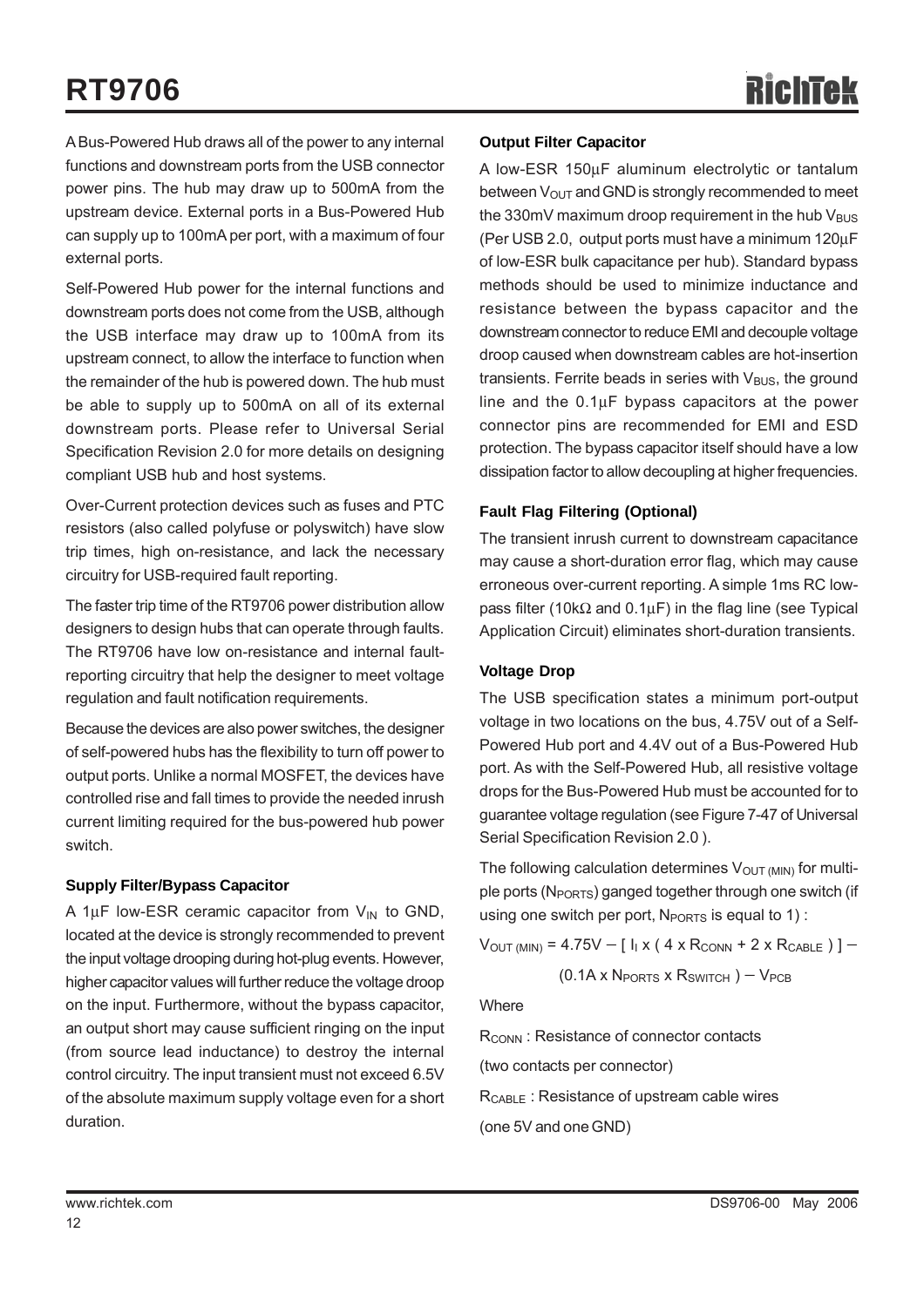A Bus-Powered Hub draws all of the power to any internal functions and downstream ports from the USB connector power pins. The hub may draw up to 500mA from the upstream device. External ports in a Bus-Powered Hub can supply up to 100mA per port, with a maximum of four external ports.

Self-Powered Hub power for the internal functions and downstream ports does not come from the USB, although the USB interface may draw up to 100mA from its upstream connect, to allow the interface to function when the remainder of the hub is powered down. The hub must be able to supply up to 500mA on all of its external downstream ports. Please refer to Universal Serial Specification Revision 2.0 for more details on designing compliant USB hub and host systems.

Over-Current protection devices such as fuses and PTC resistors (also called polyfuse or polyswitch) have slow trip times, high on-resistance, and lack the necessary circuitry for USB-required fault reporting.

The faster trip time of the RT9706 power distribution allow designers to design hubs that can operate through faults. The RT9706 have low on-resistance and internal fault-reporting circuitry that help the designer to meet voltage regulation and fault notification requirements.

Because the devices are also power switches, the designer of self-powered hubs has the flexibility to turn off power to output ports. Unlike a normal MOSFET, the devices have controlled rise and fall times to provide the needed inrush current limiting required for the bus-powered hub power switch.

### Supply Filter/Bypass Capacitor

A 1μF low-ESR ceramic capacitor from $V_{IN}$ to GND, located at the device is strongly recommended to prevent the input voltage drooping during hot-plug events. However, higher capacitor values will further reduce the voltage droop on the input. Furthermore, without the bypass capacitor, an output short may cause sufficient ringing on the input (from source lead inductance) to destroy the internal control circuitry. The input transient must not exceed 6.5V of the absolute maximum supply voltage even for a short duration.

### Output Filter Capacitor

A low-ESR 150μF aluminum electrolytic or tantalum between $V_{OUT}$ and GND is strongly recommended to meet the 330mV maximum droop requirement in the hub $V_{BUS}$ (Per USB 2.0, output ports must have a minimum 120μF of low-ESR bulk capacitance per hub). Standard bypass methods should be used to minimize inductance and resistance between the bypass capacitor and the downstream connector to reduce EMI and decouple voltage droop caused when downstream cables are hot-insertion transients. Ferrite beads in series with $V_{BUS}$, the ground line and the 0.1μF bypass capacitors at the power connector pins are recommended for EMI and ESD protection. The bypass capacitor itself should have a low dissipation factor to allow decoupling at higher frequencies.

### Fault Flag Filtering (Optional)

The transient inrush current to downstream capacitance may cause a short-duration error flag, which may cause erroneous over-current reporting. A simple 1ms RC low-pass filter (10kΩ and 0.1μF) in the flag line (see Typical Application Circuit) eliminates short-duration transients.

### Voltage Drop

The USB specification states a minimum port-output voltage in two locations on the bus, 4.75V out of a Self-Powered Hub port and 4.4V out of a Bus-Powered Hub port. As with the Self-Powered Hub, all resistive voltage drops for the Bus-Powered Hub must be accounted for to guarantee voltage regulation (see Figure 7-47 of Universal Serial Specification Revision 2.0 ).

The following calculation determines $V_{OUT\,(MIN)}$ for multiple ports ($N_{PORTS}$) ganged together through one switch (if using one switch per port, $N_{PORTS}$ is equal to 1) :

$$V_{OUT\,(MIN)} = 4.75V - [\, I_I \times (\, 4 \times R_{CONN} + 2 \times R_{CABLE}\,)\,] - (0.1A \times N_{PORTS} \times R_{SWITCH}\,) - V_{PCB}$$

Where

$R_{CONN}$ : Resistance of connector contacts

(two contacts per connector)

$R_{CABLE}$ : Resistance of upstream cable wires

(one 5V and one GND)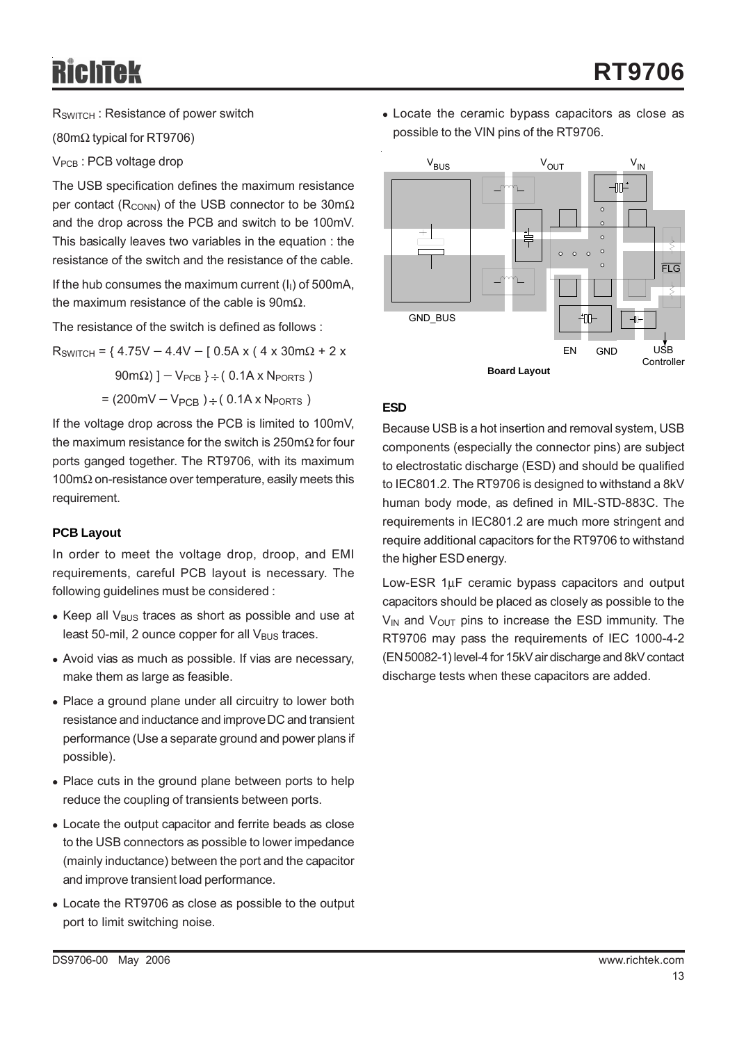$R_{SWITCH}$ : Resistance of power switch

(80mΩ typical for RT9706)

$V_{PCB}$ : PCB voltage drop

The USB specification defines the maximum resistance per contact ($R_{CONN}$) of the USB connector to be 30mΩ and the drop across the PCB and switch to be 100mV. This basically leaves two variables in the equation : the resistance of the switch and the resistance of the cable.

If the hub consumes the maximum current ($I_I$) of 500mA, the maximum resistance of the cable is 90mΩ.

The resistance of the switch is defined as follows :

$$R_{SWITCH} = \{ 4.75V - 4.4V - [ 0.5A \times ( 4 \times 30m\Omega + 2 \times 90m\Omega) ] - V_{PCB} \} \div ( 0.1A \times N_{PORTS} )$$

$$= (200mV - V_{PCB} ) \div ( 0.1A \times N_{PORTS} )$$

If the voltage drop across the PCB is limited to 100mV, the maximum resistance for the switch is 250mΩ for four ports ganged together. The RT9706, with its maximum 100mΩ on-resistance over temperature, easily meets this requirement.

### PCB Layout

In order to meet the voltage drop, droop, and EMI requirements, careful PCB layout is necessary. The following guidelines must be considered :

- Keep all $V_{BUS}$ traces as short as possible and use at least 50-mil, 2 ounce copper for all $V_{BUS}$ traces.
- Avoid vias as much as possible. If vias are necessary, make them as large as feasible.
- Place a ground plane under all circuitry to lower both resistance and inductance and improve DC and transient performance (Use a separate ground and power plans if possible).
- Place cuts in the ground plane between ports to help reduce the coupling of transients between ports.
- Locate the output capacitor and ferrite beads as close to the USB connectors as possible to lower impedance (mainly inductance) between the port and the capacitor and improve transient load performance.
- Locate the RT9706 as close as possible to the output port to limit switching noise.
- Locate the ceramic bypass capacitors as close as possible to the VIN pins of the RT9706.

**Board Layout**

### ESD

Because USB is a hot insertion and removal system, USB components (especially the connector pins) are subject to electrostatic discharge (ESD) and should be qualified to IEC801.2. The RT9706 is designed to withstand a 8kV human body mode, as defined in MIL-STD-883C. The requirements in IEC801.2 are much more stringent and require additional capacitors for the RT9706 to withstand the higher ESD energy.

Low-ESR 1μF ceramic bypass capacitors and output capacitors should be placed as closely as possible to the $V_{IN}$ and $V_{OUT}$ pins to increase the ESD immunity. The RT9706 may pass the requirements of IEC 1000-4-2 (EN 50082-1) level-4 for 15kV air discharge and 8kV contact discharge tests when these capacitors are added.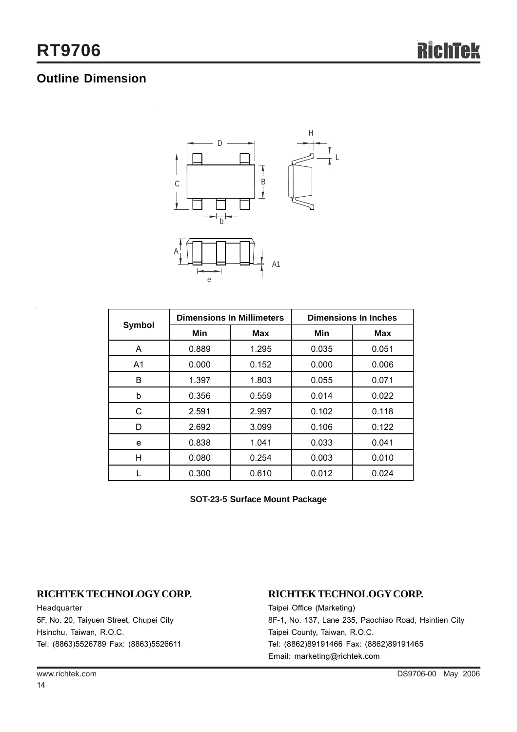## Outline Dimension

D

H

L

C

B

b

A

A1

e

| Symbol | Dimensions In Millimeters | | Dimensions In Inches | |
|---|---|---|---|---|
| | Min | Max | Min | Max |
| A | 0.889 | 1.295 | 0.035 | 0.051 |
| A1 | 0.000 | 0.152 | 0.000 | 0.006 |
| B | 1.397 | 1.803 | 0.055 | 0.071 |
| b | 0.356 | 0.559 | 0.014 | 0.022 |
| C | 2.591 | 2.997 | 0.102 | 0.118 |
| D | 2.692 | 3.099 | 0.106 | 0.122 |
| e | 0.838 | 1.041 | 0.033 | 0.041 |
| H | 0.080 | 0.254 | 0.003 | 0.010 |
| L | 0.300 | 0.610 | 0.012 | 0.024 |

**SOT-23-5 Surface Mount Package**

**RICHTEK TECHNOLOGY CORP.**

Headquarter
5F, No. 20, Taiyuen Street, Chupei City
Hsinchu, Taiwan, R.O.C.
Tel: (8863)5526789 Fax: (8863)5526611

**RICHTEK TECHNOLOGY CORP.**

Taipei Office (Marketing)
8F-1, No. 137, Lane 235, Paochiao Road, Hsintien City
Taipei County, Taiwan, R.O.C.
Tel: (8862)89191466 Fax: (8862)89191465
Email: marketing@richtek.com